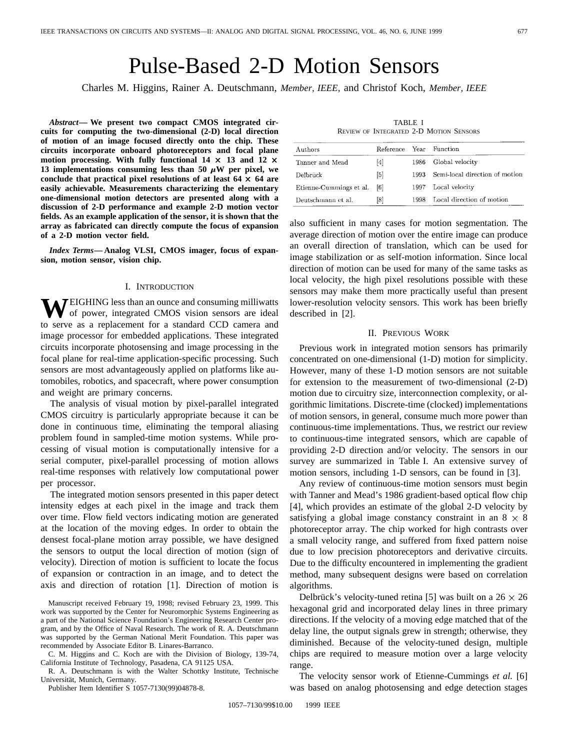# Pulse-Based 2-D Motion Sensors

Charles M. Higgins, Rainer A. Deutschmann, *Member, IEEE,* and Christof Koch, *Member, IEEE*

***Abstract*— We present two compact CMOS integrated circuits for computing the two-dimensional (2-D) local direction of motion of an image focused directly onto the chip. These circuits incorporate onboard photoreceptors and focal plane motion processing. With fully functional 14 × 13 and 12 × 13 implementations consuming less than 50 $\mu$W per pixel, we conclude that practical pixel resolutions of at least 64 × 64 are easily achievable. Measurements characterizing the elementary one-dimensional motion detectors are presented along with a discussion of 2-D performance and example 2-D motion vector fields. As an example application of the sensor, it is shown that the array as fabricated can directly compute the focus of expansion of a 2-D motion vector field.**

***Index Terms*— Analog VLSI, CMOS imager, focus of expansion, motion sensor, vision chip.**

## I. Introduction

Weighing less than an ounce and consuming milliwatts of power, integrated CMOS vision sensors are ideal to serve as a replacement for a standard CCD camera and image processor for embedded applications. These integrated circuits incorporate photosensing and image processing in the focal plane for real-time application-specific processing. Such sensors are most advantageously applied on platforms like automobiles, robotics, and spacecraft, where power consumption and weight are primary concerns.

The analysis of visual motion by pixel-parallel integrated CMOS circuitry is particularly appropriate because it can be done in continuous time, eliminating the temporal aliasing problem found in sampled-time motion systems. While processing of visual motion is computationally intensive for a serial computer, pixel-parallel processing of motion allows real-time responses with relatively low computational power per processor.

The integrated motion sensors presented in this paper detect intensity edges at each pixel in the image and track them over time. Flow field vectors indicating motion are generated at the location of the moving edges. In order to obtain the densest focal-plane motion array possible, we have designed the sensors to output the local direction of motion (sign of velocity). Direction of motion is sufficient to locate the focus of expansion or contraction in an image, and to detect the axis and direction of rotation [1]. Direction of motion is also sufficient in many cases for motion segmentation. The average direction of motion over the entire image can produce an overall direction of translation, which can be used for image stabilization or as self-motion information. Since local direction of motion can be used for many of the same tasks as local velocity, the high pixel resolutions possible with these sensors may make them more practically useful than present lower-resolution velocity sensors. This work has been briefly described in [2].

Manuscript received February 19, 1998; revised February 23, 1999. This work was supported by the Center for Neuromorphic Systems Engineering as a part of the National Science Foundation's Engineering Research Center program, and by the Office of Naval Research. The work of R. A. Deutschmann was supported by the German National Merit Foundation. This paper was recommended by Associate Editor B. Linares-Barranco.

C. M. Higgins and C. Koch are with the Division of Biology, 139-74, California Institute of Technology, Pasadena, CA 91125 USA.

R. A. Deutschmann is with the Walter Schottky Institute, Technische Universität, Munich, Germany.

Publisher Item Identifier S 1057-7130(99)04878-8.

TABLE I
Review of Integrated 2-D Motion Sensors

| Authors | Reference | Year | Function |
|---|---|---|---|
| Tanner and Mead | [4] | 1986 | Global velocity |
| Delbrück | [5] | 1993 | Semi-local direction of motion |
| Etienne-Cummings et al. | [6] | 1997 | Local velocity |
| Deutschmann et al. | [8] | 1998 | Local direction of motion |

## II. Previous Work

Previous work in integrated motion sensors has primarily concentrated on one-dimensional (1-D) motion for simplicity. However, many of these 1-D motion sensors are not suitable for extension to the measurement of two-dimensional (2-D) motion due to circuitry size, interconnection complexity, or algorithmic limitations. Discrete-time (clocked) implementations of motion sensors, in general, consume much more power than continuous-time implementations. Thus, we restrict our review to continuous-time integrated sensors, which are capable of providing 2-D direction and/or velocity. The sensors in our survey are summarized in Table I. An extensive survey of motion sensors, including 1-D sensors, can be found in [3].

Any review of continuous-time motion sensors must begin with Tanner and Mead's 1986 gradient-based optical flow chip [4], which provides an estimate of the global 2-D velocity by satisfying a global image constancy constraint in an 8 × 8 photoreceptor array. The chip worked for high contrasts over a small velocity range, and suffered from fixed pattern noise due to low precision photoreceptors and derivative circuits. Due to the difficulty encountered in implementing the gradient method, many subsequent designs were based on correlation algorithms.

Delbrück's velocity-tuned retina [5] was built on a 26 × 26 hexagonal grid and incorporated delay lines in three primary directions. If the velocity of a moving edge matched that of the delay line, the output signals grew in strength; otherwise, they diminished. Because of the velocity-tuned design, multiple chips are required to measure motion over a large velocity range.

The velocity sensor work of Etienne-Cummings *et al.* [6] was based on analog photosensing and edge detection stages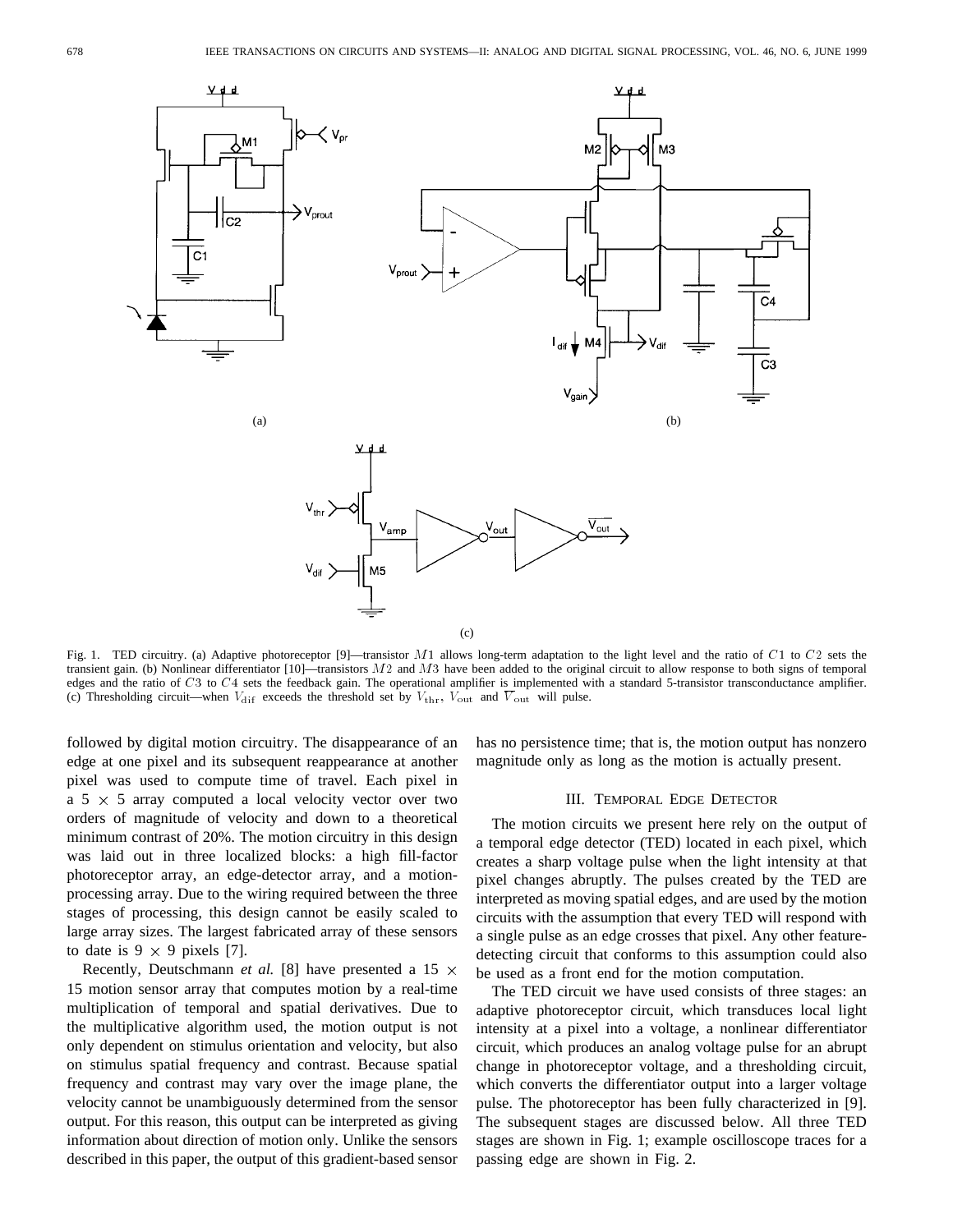Fig. 1. TED circuitry. (a) Adaptive photoreceptor [9]—transistor $M1$ allows long-term adaptation to the light level and the ratio of $C1$ to $C2$ sets the transient gain. (b) Nonlinear differentiator [10]—transistors $M2$ and $M3$ have been added to the original circuit to allow response to both signs of temporal edges and the ratio of $C3$ to $C4$ sets the feedback gain. The operational amplifier is implemented with a standard 5-transistor transconductance amplifier. (c) Thresholding circuit—when $V_{\rm dif}$ exceeds the threshold set by $V_{\rm thr}$, $V_{\rm out}$ and $\overline{V_{\rm out}}$ will pulse.

followed by digital motion circuitry. The disappearance of an edge at one pixel and its subsequent reappearance at another pixel was used to compute time of travel. Each pixel in a 5 $\times$ 5 array computed a local velocity vector over two orders of magnitude of velocity and down to a theoretical minimum contrast of 20%. The motion circuitry in this design was laid out in three localized blocks: a high fill-factor photoreceptor array, an edge-detector array, and a motion-processing array. Due to the wiring required between the three stages of processing, this design cannot be easily scaled to large array sizes. The largest fabricated array of these sensors to date is 9 $\times$ 9 pixels [7].

Recently, Deutschmann *et al.* [8] have presented a 15 $\times$ 15 motion sensor array that computes motion by a real-time multiplication of temporal and spatial derivatives. Due to the multiplicative algorithm used, the motion output is not only dependent on stimulus orientation and velocity, but also on stimulus spatial frequency and contrast. Because spatial frequency and contrast may vary over the image plane, the velocity cannot be unambiguously determined from the sensor output. For this reason, this output can be interpreted as giving information about direction of motion only. Unlike the sensors described in this paper, the output of this gradient-based sensor has no persistence time; that is, the motion output has nonzero magnitude only as long as the motion is actually present.

## III. Temporal Edge Detector

The motion circuits we present here rely on the output of a temporal edge detector (TED) located in each pixel, which creates a sharp voltage pulse when the light intensity at that pixel changes abruptly. The pulses created by the TED are interpreted as moving spatial edges, and are used by the motion circuits with the assumption that every TED will respond with a single pulse as an edge crosses that pixel. Any other feature-detecting circuit that conforms to this assumption could also be used as a front end for the motion computation.

The TED circuit we have used consists of three stages: an adaptive photoreceptor circuit, which transduces local light intensity at a pixel into a voltage, a nonlinear differentiator circuit, which produces an analog voltage pulse for an abrupt change in photoreceptor voltage, and a thresholding circuit, which converts the differentiator output into a larger voltage pulse. The photoreceptor has been fully characterized in [9]. The subsequent stages are discussed below. All three TED stages are shown in Fig. 1; example oscilloscope traces for a passing edge are shown in Fig. 2.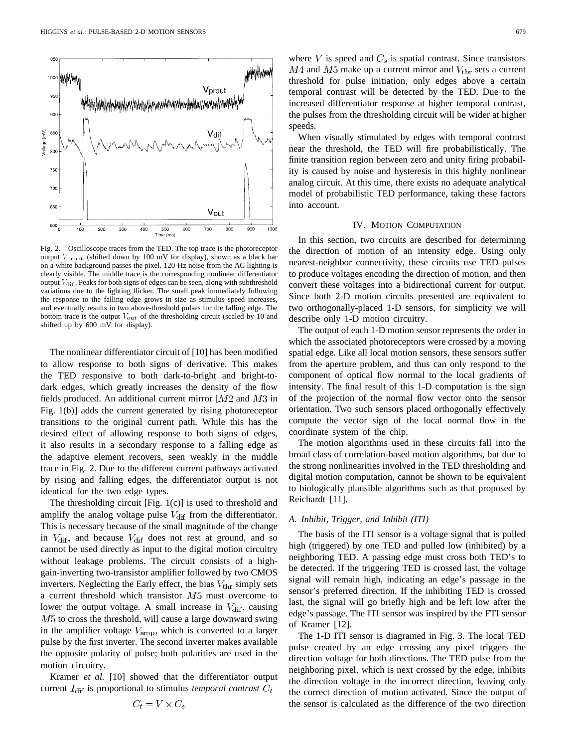Fig. 2. Oscilloscope traces from the TED. The top trace is the photoreceptor output $V_{\rm prout}$ (shifted down by 100 mV for display), shown as a black bar on a white background passes the pixel. 120-Hz noise from the AC lighting is clearly visible. The middle trace is the corresponding nonlinear differentiator output $V_{\rm dif}$. Peaks for both signs of edges can be seen, along with subthreshold variations due to the lighting flicker. The small peak immediately following the response to the falling edge grows in size as stimulus speed increases, and eventually results in two above-threshold pulses for the falling edge. The bottom trace is the output $V_{\rm out}$ of the thresholding circuit (scaled by 10 and shifted up by 600 mV for display).

The nonlinear differentiator circuit of [10] has been modified to allow response to both signs of derivative. This makes the TED responsive to both dark-to-bright and bright-to-dark edges, which greatly increases the density of the flow fields produced. An additional current mirror [$M2$ and $M3$ in Fig. 1(b)] adds the current generated by rising photoreceptor transitions to the original current path. While this has the desired effect of allowing response to both signs of edges, it also results in a secondary response to a falling edge as the adaptive element recovers, seen weakly in the middle trace in Fig. 2. Due to the different current pathways activated by rising and falling edges, the differentiator output is not identical for the two edge types.

The thresholding circuit [Fig. 1(c)] is used to threshold and amplify the analog voltage pulse $V_{\rm dif}$ from the differentiator. This is necessary because of the small magnitude of the change in $V_{\rm dif}$, and because $V_{\rm dif}$ does not rest at ground, and so cannot be used directly as input to the digital motion circuitry without leakage problems. The circuit consists of a high-gain-inverting two-transistor amplifier followed by two CMOS inverters. Neglecting the Early effect, the bias $V_{\rm thr}$ simply sets a current threshold which transistor $M5$ must overcome to lower the output voltage. A small increase in $V_{\rm dif}$, causing $M5$ to cross the threshold, will cause a large downward swing in the amplifier voltage $V_{\rm amp}$, which is converted to a larger pulse by the first inverter. The second inverter makes available the opposite polarity of pulse; both polarities are used in the motion circuitry.

Kramer *et al.* [10] showed that the differentiator output current $I_{\rm dif}$ is proportional to stimulus *temporal contrast* $C_t$

$$C_t = V \times C_s$$

where $V$ is speed and $C_s$ is spatial contrast. Since transistors $M4$ and $M5$ make up a current mirror and $V_{\rm thr}$ sets a current threshold for pulse initiation, only edges above a certain temporal contrast will be detected by the TED. Due to the increased differentiator response at higher temporal contrast, the pulses from the thresholding circuit will be wider at higher speeds.

When visually stimulated by edges with temporal contrast near the threshold, the TED will fire probabilistically. The finite transition region between zero and unity firing probability is caused by noise and hysteresis in this highly nonlinear analog circuit. At this time, there exists no adequate analytical model of probabilistic TED performance, taking these factors into account.

## IV. Motion Computation

In this section, two circuits are described for determining the direction of motion of an intensity edge. Using only nearest-neighbor connectivity, these circuits use TED pulses to produce voltages encoding the direction of motion, and then convert these voltages into a bidirectional current for output. Since both 2-D motion circuits presented are equivalent to two orthogonally-placed 1-D sensors, for simplicity we will describe only 1-D motion circuitry.

The output of each 1-D motion sensor represents the order in which the associated photoreceptors were crossed by a moving spatial edge. Like all local motion sensors, these sensors suffer from the aperture problem, and thus can only respond to the component of optical flow normal to the local gradients of intensity. The final result of this 1-D computation is the sign of the projection of the normal flow vector onto the sensor orientation. Two such sensors placed orthogonally effectively compute the vector sign of the local normal flow in the coordinate system of the chip.

The motion algorithms used in these circuits fall into the broad class of correlation-based motion algorithms, but due to the strong nonlinearities involved in the TED thresholding and digital motion computation, cannot be shown to be equivalent to biologically plausible algorithms such as that proposed by Reichardt [11].

### A. Inhibit, Trigger, and Inhibit (ITI)

The basis of the ITI sensor is a voltage signal that is pulled high (triggered) by one TED and pulled low (inhibited) by a neighboring TED. A passing edge must cross both TED's to be detected. If the triggering TED is crossed last, the voltage signal will remain high, indicating an edge's passage in the sensor's preferred direction. If the inhibiting TED is crossed last, the signal will go briefly high and be left low after the edge's passage. The ITI sensor was inspired by the FTI sensor of Kramer [12].

The 1-D ITI sensor is diagramed in Fig. 3. The local TED pulse created by an edge crossing any pixel triggers the direction voltage for both directions. The TED pulse from the neighboring pixel, which is next crossed by the edge, inhibits the direction voltage in the incorrect direction, leaving only the correct direction of motion activated. Since the output of the sensor is calculated as the difference of the two direction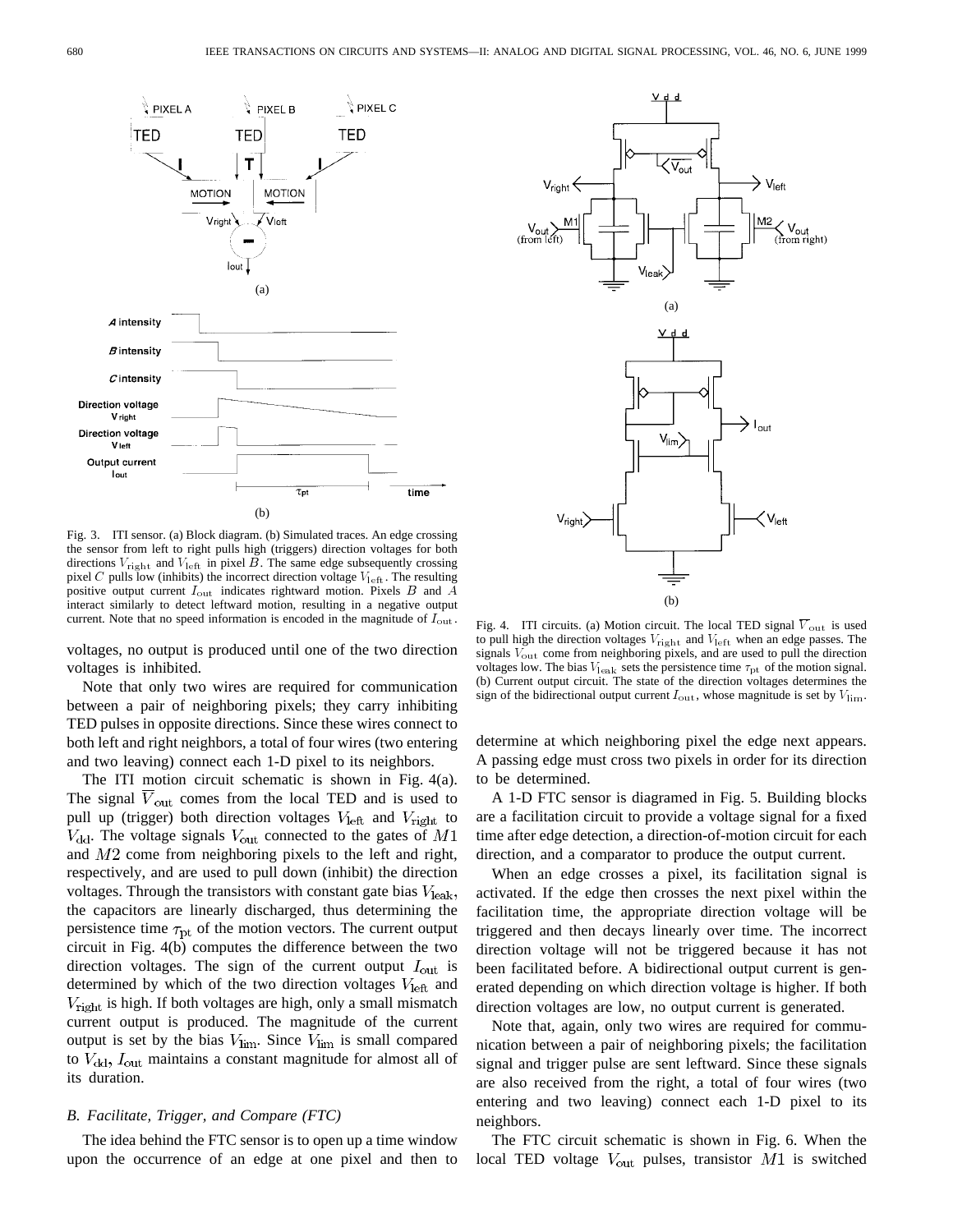Fig. 3. ITI sensor. (a) Block diagram. (b) Simulated traces. An edge crossing the sensor from left to right pulls high (triggers) direction voltages for both directions $V_{\rm right}$ and $V_{\rm left}$ in pixel $B$. The same edge subsequently crossing pixel $C$ pulls low (inhibits) the incorrect direction voltage $V_{\rm left}$. The resulting positive output current $I_{\rm out}$ indicates rightward motion. Pixels $B$ and $A$ interact similarly to detect leftward motion, resulting in a negative output current. Note that no speed information is encoded in the magnitude of $I_{\rm out}$.

voltages, no output is produced until one of the two direction voltages is inhibited.

Note that only two wires are required for communication between a pair of neighboring pixels; they carry inhibiting TED pulses in opposite directions. Since these wires connect to both left and right neighbors, a total of four wires (two entering and two leaving) connect each 1-D pixel to its neighbors.

The ITI motion circuit schematic is shown in Fig. 4(a). The signal $\overline{V}_{\rm out}$ comes from the local TED and is used to pull up (trigger) both direction voltages $V_{\rm left}$ and $V_{\rm right}$ to $V_{\rm dd}$. The voltage signals $V_{\rm out}$ connected to the gates of $M1$ and $M2$ come from neighboring pixels to the left and right, respectively, and are used to pull down (inhibit) the direction voltages. Through the transistors with constant gate bias $V_{\rm leak}$, the capacitors are linearly discharged, thus determining the persistence time $\tau_{\rm pt}$ of the motion vectors. The current output circuit in Fig. 4(b) computes the difference between the two direction voltages. The sign of the current output $I_{\rm out}$ is determined by which of the two direction voltages $V_{\rm left}$ and $V_{\rm right}$ is high. If both voltages are high, only a small mismatch current output is produced. The magnitude of the current output is set by the bias $V_{\rm lim}$. Since $V_{\rm lim}$ is small compared to $V_{\rm dd}$, $I_{\rm out}$ maintains a constant magnitude for almost all of its duration.

### B. Facilitate, Trigger, and Compare (FTC)

The idea behind the FTC sensor is to open up a time window upon the occurrence of an edge at one pixel and then to determine at which neighboring pixel the edge next appears. A passing edge must cross two pixels in order for its direction to be determined.

Fig. 4. ITI circuits. (a) Motion circuit. The local TED signal $\overline{V}_{\rm out}$ is used to pull high the direction voltages $V_{\rm right}$ and $V_{\rm left}$ when an edge passes. The signals $V_{\rm out}$ come from neighboring pixels, and are used to pull the direction voltages low. The bias $V_{\rm leak}$ sets the persistence time $\tau_{\rm pt}$ of the motion signal. (b) Current output circuit. The state of the direction voltages determines the sign of the bidirectional output current $I_{\rm out}$, whose magnitude is set by $V_{\rm lim}$.

A 1-D FTC sensor is diagramed in Fig. 5. Building blocks are a facilitation circuit to provide a voltage signal for a fixed time after edge detection, a direction-of-motion circuit for each direction, and a comparator to produce the output current.

When an edge crosses a pixel, its facilitation signal is activated. If the edge then crosses the next pixel within the facilitation time, the appropriate direction voltage will be triggered and then decays linearly over time. The incorrect direction voltage will not be triggered because it has not been facilitated before. A bidirectional output current is generated depending on which direction voltage is higher. If both direction voltages are low, no output current is generated.

Note that, again, only two wires are required for communication between a pair of neighboring pixels; the facilitation signal and trigger pulse are sent leftward. Since these signals are also received from the right, a total of four wires (two entering and two leaving) connect each 1-D pixel to its neighbors.

The FTC circuit schematic is shown in Fig. 6. When the local TED voltage $V_{\rm out}$ pulses, transistor $M1$ is switched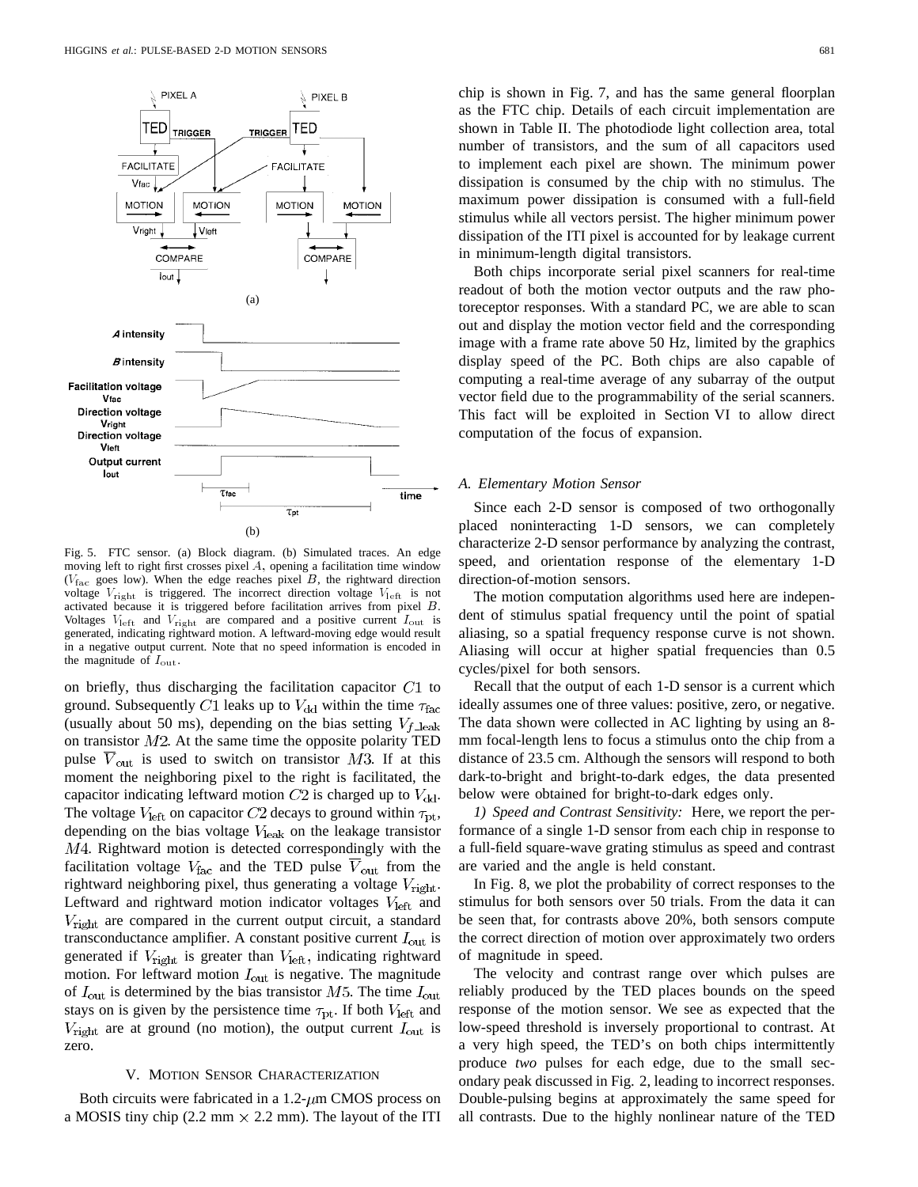Fig. 5. FTC sensor. (a) Block diagram. (b) Simulated traces. An edge moving left to right first crosses pixel $A$, opening a facilitation time window ($V_{\rm fac}$ goes low). When the edge reaches pixel $B$, the rightward direction voltage $V_{\rm right}$ is triggered. The incorrect direction voltage $V_{\rm left}$ is not activated because it is triggered before facilitation arrives from pixel $B$. Voltages $V_{\rm left}$ and $V_{\rm right}$ are compared and a positive current $I_{\rm out}$ is generated, indicating rightward motion. A leftward-moving edge would result in a negative output current. Note that no speed information is encoded in the magnitude of $I_{\rm out}$.

on briefly, thus discharging the facilitation capacitor $C1$ to ground. Subsequently $C1$ leaks up to $V_{\rm dd}$ within the time $\tau_{\rm fac}$ (usually about 50 ms), depending on the bias setting $V_{f\_{\rm leak}}$ on transistor $M2$. At the same time the opposite polarity TED pulse $\overline{V}_{\rm out}$ is used to switch on transistor $M3$. If at this moment the neighboring pixel to the right is facilitated, the capacitor indicating leftward motion $C2$ is charged up to $V_{\rm dd}$. The voltage $V_{\rm left}$ on capacitor $C2$ decays to ground within $\tau_{\rm pt}$, depending on the bias voltage $V_{\rm leak}$ on the leakage transistor $M4$. Rightward motion is detected correspondingly with the facilitation voltage $V_{\rm fac}$ and the TED pulse $\overline{V}_{\rm out}$ from the rightward neighboring pixel, thus generating a voltage $V_{\rm right}$. Leftward and rightward motion indicator voltages $V_{\rm left}$ and $V_{\rm right}$ are compared in the current output circuit, a standard transconductance amplifier. A constant positive current $I_{\rm out}$ is generated if $V_{\rm right}$ is greater than $V_{\rm left}$, indicating rightward motion. For leftward motion $I_{\rm out}$ is negative. The magnitude of $I_{\rm out}$ is determined by the bias transistor $M5$. The time $I_{\rm out}$ stays on is given by the persistence time $\tau_{\rm pt}$. If both $V_{\rm left}$ and $V_{\rm right}$ are at ground (no motion), the output current $I_{\rm out}$ is zero.

## V. Motion Sensor Characterization

Both circuits were fabricated in a 1.2-$\mu$m CMOS process on a MOSIS tiny chip (2.2 mm $\times$ 2.2 mm). The layout of the ITI chip is shown in Fig. 7, and has the same general floorplan as the FTC chip. Details of each circuit implementation are shown in Table II. The photodiode light collection area, total number of transistors, and the sum of all capacitors used to implement each pixel are shown. The minimum power dissipation is consumed by the chip with no stimulus. The maximum power dissipation is consumed with a full-field stimulus while all vectors persist. The higher minimum power dissipation of the ITI pixel is accounted for by leakage current in minimum-length digital transistors.

Both chips incorporate serial pixel scanners for real-time readout of both the motion vector outputs and the raw photoreceptor responses. With a standard PC, we are able to scan out and display the motion vector field and the corresponding image with a frame rate above 50 Hz, limited by the graphics display speed of the PC. Both chips are also capable of computing a real-time average of any subarray of the output vector field due to the programmability of the serial scanners. This fact will be exploited in Section VI to allow direct computation of the focus of expansion.

### A. Elementary Motion Sensor

Since each 2-D sensor is composed of two orthogonally placed noninteracting 1-D sensors, we can completely characterize 2-D sensor performance by analyzing the contrast, speed, and orientation response of the elementary 1-D direction-of-motion sensors.

The motion computation algorithms used here are independent of stimulus spatial frequency until the point of spatial aliasing, so a spatial frequency response curve is not shown. Aliasing will occur at higher spatial frequencies than 0.5 cycles/pixel for both sensors.

Recall that the output of each 1-D sensor is a current which ideally assumes one of three values: positive, zero, or negative. The data shown were collected in AC lighting by using an 8-mm focal-length lens to focus a stimulus onto the chip from a distance of 23.5 cm. Although the sensors will respond to both dark-to-bright and bright-to-dark edges, the data presented below were obtained for bright-to-dark edges only.

*1) Speed and Contrast Sensitivity:* Here, we report the performance of a single 1-D sensor from each chip in response to a full-field square-wave grating stimulus as speed and contrast are varied and the angle is held constant.

In Fig. 8, we plot the probability of correct responses to the stimulus for both sensors over 50 trials. From the data it can be seen that, for contrasts above 20%, both sensors compute the correct direction of motion over approximately two orders of magnitude in speed.

The velocity and contrast range over which pulses are reliably produced by the TED places bounds on the speed response of the motion sensor. We see as expected that the low-speed threshold is inversely proportional to contrast. At a very high speed, the TED's on both chips intermittently produce *two* pulses for each edge, due to the small secondary peak discussed in Fig. 2, leading to incorrect responses. Double-pulsing begins at approximately the same speed for all contrasts. Due to the highly nonlinear nature of the TED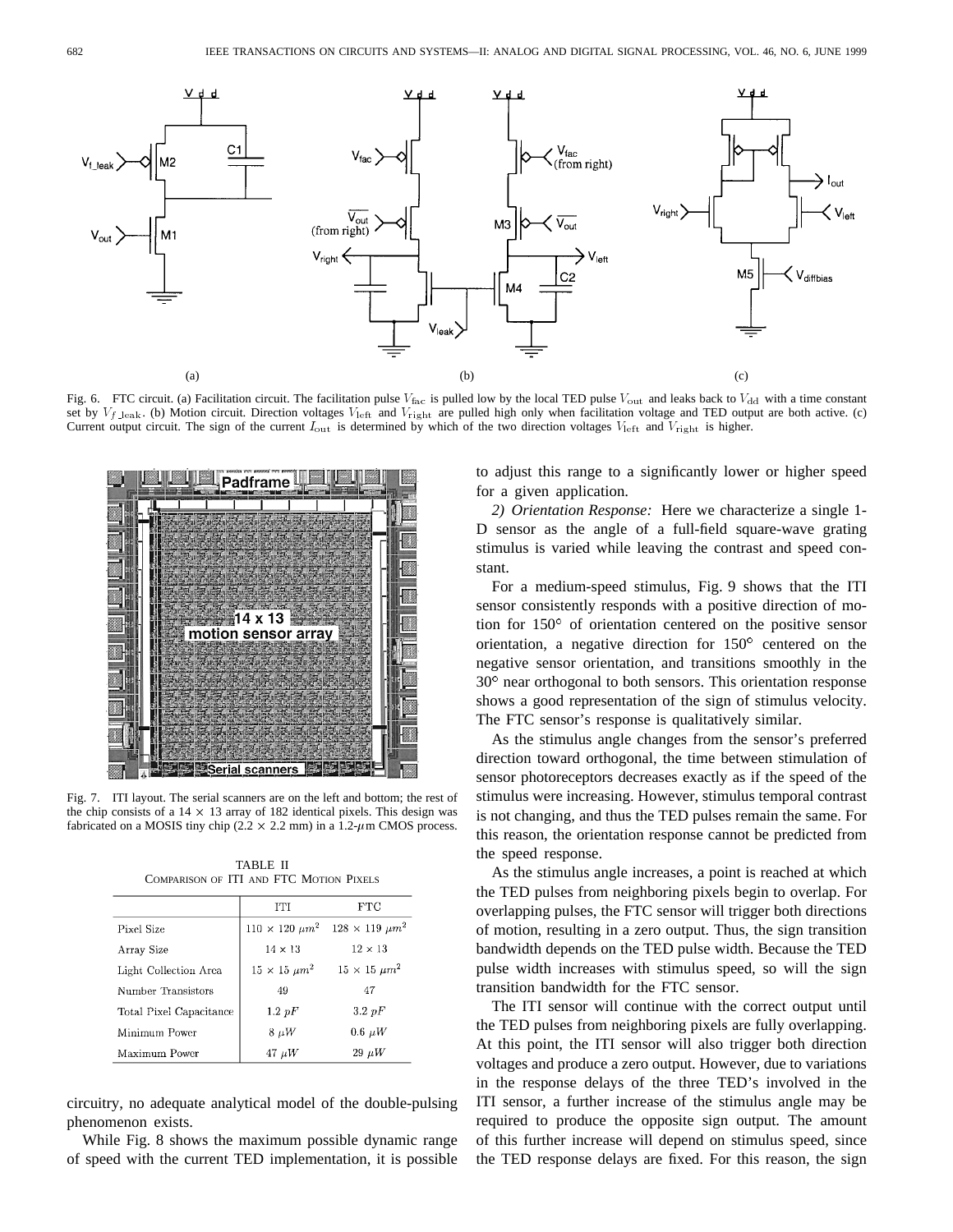Fig. 6. FTC circuit. (a) Facilitation circuit. The facilitation pulse $V_{\rm fac}$ is pulled low by the local TED pulse $V_{\rm out}$ and leaks back to $V_{\rm dd}$ with a time constant set by $V_{f\_{\rm leak}}$. (b) Motion circuit. Direction voltages $V_{\rm left}$ and $V_{\rm right}$ are pulled high only when facilitation voltage and TED output are both active. (c) Current output circuit. The sign of the current $I_{\rm out}$ is determined by which of the two direction voltages $V_{\rm left}$ and $V_{\rm right}$ is higher.

Fig. 7. ITI layout. The serial scanners are on the left and bottom; the rest of the chip consists of a 14 × 13 array of 182 identical pixels. This design was fabricated on a MOSIS tiny chip (2.2 × 2.2 mm) in a 1.2-$\mu$m CMOS process.

TABLE II
COMPARISON OF ITI AND FTC MOTION PIXELS

| | ITI | FTC |
|---|---|---|
| Pixel Size | $110 \times 120\ \mu m^2$ | $128 \times 119\ \mu m^2$ |
| Array Size | $14 \times 13$ | $12 \times 13$ |
| Light Collection Area | $15 \times 15\ \mu m^2$ | $15 \times 15\ \mu m^2$ |
| Number Transistors | 49 | 47 |
| Total Pixel Capacitance | $1.2\ pF$ | $3.2\ pF$ |
| Minimum Power | $8\ \mu W$ | $0.6\ \mu W$ |
| Maximum Power | $47\ \mu W$ | $29\ \mu W$ |

circuitry, no adequate analytical model of the double-pulsing phenomenon exists.

While Fig. 8 shows the maximum possible dynamic range of speed with the current TED implementation, it is possible to adjust this range to a significantly lower or higher speed for a given application.

*2) Orientation Response:* Here we characterize a single 1-D sensor as the angle of a full-field square-wave grating stimulus is varied while leaving the contrast and speed constant.

For a medium-speed stimulus, Fig. 9 shows that the ITI sensor consistently responds with a positive direction of motion for 150° of orientation centered on the positive sensor orientation, a negative direction for 150° centered on the negative sensor orientation, and transitions smoothly in the 30° near orthogonal to both sensors. This orientation response shows a good representation of the sign of stimulus velocity. The FTC sensor's response is qualitatively similar.

As the stimulus angle changes from the sensor's preferred direction toward orthogonal, the time between stimulation of sensor photoreceptors decreases exactly as if the speed of the stimulus were increasing. However, stimulus temporal contrast is not changing, and thus the TED pulses remain the same. For this reason, the orientation response cannot be predicted from the speed response.

As the stimulus angle increases, a point is reached at which the TED pulses from neighboring pixels begin to overlap. For overlapping pulses, the FTC sensor will trigger both directions of motion, resulting in a zero output. Thus, the sign transition bandwidth depends on the TED pulse width. Because the TED pulse width increases with stimulus speed, so will the sign transition bandwidth for the FTC sensor.

The ITI sensor will continue with the correct output until the TED pulses from neighboring pixels are fully overlapping. At this point, the ITI sensor will also trigger both direction voltages and produce a zero output. However, due to variations in the response delays of the three TED's involved in the ITI sensor, a further increase of the stimulus angle may be required to produce the opposite sign output. The amount of this further increase will depend on stimulus speed, since the TED response delays are fixed. For this reason, the sign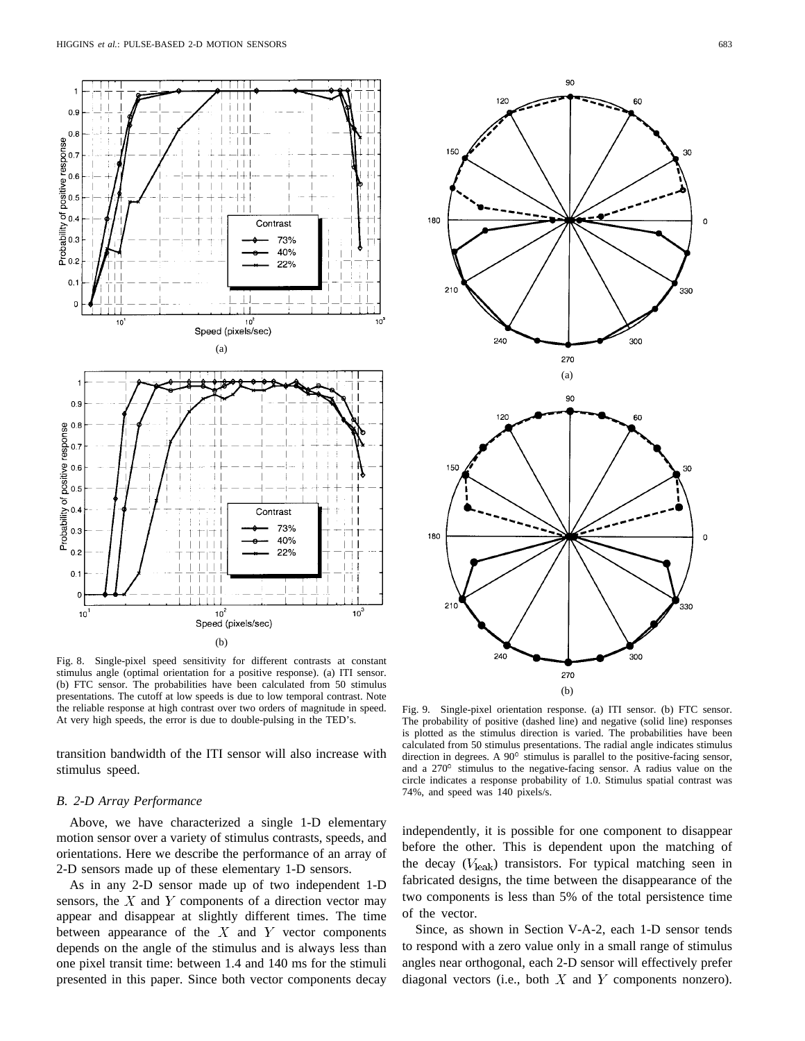Fig. 8. Single-pixel speed sensitivity for different contrasts at constant stimulus angle (optimal orientation for a positive response). (a) ITI sensor. (b) FTC sensor. The probabilities have been calculated from 50 stimulus presentations. The cutoff at low speeds is due to low temporal contrast. Note the reliable response at high contrast over two orders of magnitude in speed. At very high speeds, the error is due to double-pulsing in the TED's.

Fig. 9. Single-pixel orientation response. (a) ITI sensor. (b) FTC sensor. The probability of positive (dashed line) and negative (solid line) responses is plotted as the stimulus direction is varied. The probabilities have been calculated from 50 stimulus presentations. The radial angle indicates stimulus direction in degrees. A 90° stimulus is parallel to the positive-facing sensor, and a 270° stimulus to the negative-facing sensor. A radius value on the circle indicates a response probability of 1.0. Stimulus spatial contrast was 74%, and speed was 140 pixels/s.

transition bandwidth of the ITI sensor will also increase with stimulus speed.

### *B. 2-D Array Performance*

Above, we have characterized a single 1-D elementary motion sensor over a variety of stimulus contrasts, speeds, and orientations. Here we describe the performance of an array of 2-D sensors made up of these elementary 1-D sensors.

As in any 2-D sensor made up of two independent 1-D sensors, the $X$ and $Y$ components of a direction vector may appear and disappear at slightly different times. The time between appearance of the $X$ and $Y$ vector components depends on the angle of the stimulus and is always less than one pixel transit time: between 1.4 and 140 ms for the stimuli presented in this paper. Since both vector components decay independently, it is possible for one component to disappear before the other. This is dependent upon the matching of the decay ($V_{\text{leak}}$) transistors. For typical matching seen in fabricated designs, the time between the disappearance of the two components is less than 5% of the total persistence time of the vector.

Since, as shown in Section V-A-2, each 1-D sensor tends to respond with a zero value only in a small range of stimulus angles near orthogonal, each 2-D sensor will effectively prefer diagonal vectors (i.e., both $X$ and $Y$ components nonzero).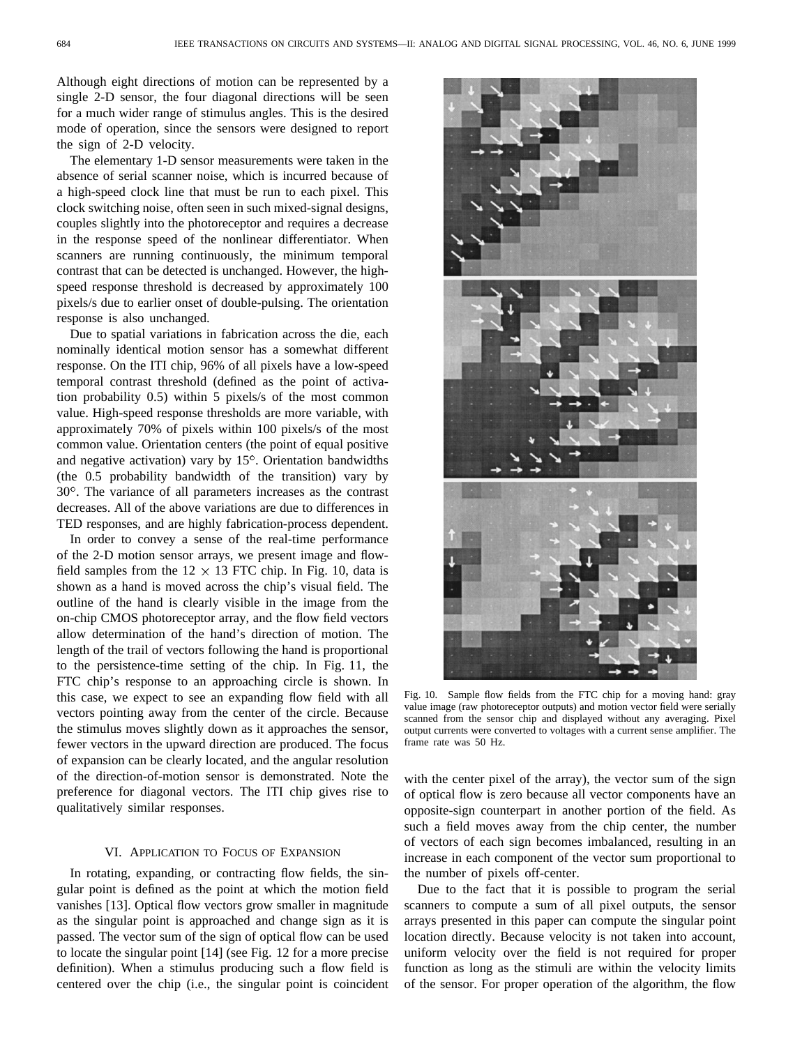Although eight directions of motion can be represented by a single 2-D sensor, the four diagonal directions will be seen for a much wider range of stimulus angles. This is the desired mode of operation, since the sensors were designed to report the sign of 2-D velocity.

The elementary 1-D sensor measurements were taken in the absence of serial scanner noise, which is incurred because of a high-speed clock line that must be run to each pixel. This clock switching noise, often seen in such mixed-signal designs, couples slightly into the photoreceptor and requires a decrease in the response speed of the nonlinear differentiator. When scanners are running continuously, the minimum temporal contrast that can be detected is unchanged. However, the high-speed response threshold is decreased by approximately 100 pixels/s due to earlier onset of double-pulsing. The orientation response is also unchanged.

Due to spatial variations in fabrication across the die, each nominally identical motion sensor has a somewhat different response. On the ITI chip, 96% of all pixels have a low-speed temporal contrast threshold (defined as the point of activation probability 0.5) within 5 pixels/s of the most common value. High-speed response thresholds are more variable, with approximately 70% of pixels within 100 pixels/s of the most common value. Orientation centers (the point of equal positive and negative activation) vary by 15°. Orientation bandwidths (the 0.5 probability bandwidth of the transition) vary by 30°. The variance of all parameters increases as the contrast decreases. All of the above variations are due to differences in TED responses, and are highly fabrication-process dependent.

In order to convey a sense of the real-time performance of the 2-D motion sensor arrays, we present image and flow-field samples from the $12 \times 13$ FTC chip. In Fig. 10, data is shown as a hand is moved across the chip's visual field. The outline of the hand is clearly visible in the image from the on-chip CMOS photoreceptor array, and the flow field vectors allow determination of the hand's direction of motion. The length of the trail of vectors following the hand is proportional to the persistence-time setting of the chip. In Fig. 11, the FTC chip's response to an approaching circle is shown. In this case, we expect to see an expanding flow field with all vectors pointing away from the center of the circle. Because the stimulus moves slightly down as it approaches the sensor, fewer vectors in the upward direction are produced. The focus of expansion can be clearly located, and the angular resolution of the direction-of-motion sensor is demonstrated. Note the preference for diagonal vectors. The ITI chip gives rise to qualitatively similar responses.

Fig. 10. Sample flow fields from the FTC chip for a moving hand: gray value image (raw photoreceptor outputs) and motion vector field were serially scanned from the sensor chip and displayed without any averaging. Pixel output currents were converted to voltages with a current sense amplifier. The frame rate was 50 Hz.

## VI. Application to Focus of Expansion

In rotating, expanding, or contracting flow fields, the singular point is defined as the point at which the motion field vanishes [13]. Optical flow vectors grow smaller in magnitude as the singular point is approached and change sign as it is passed. The vector sum of the sign of optical flow can be used to locate the singular point [14] (see Fig. 12 for a more precise definition). When a stimulus producing such a flow field is centered over the chip (i.e., the singular point is coincident with the center pixel of the array), the vector sum of the sign of optical flow is zero because all vector components have an opposite-sign counterpart in another portion of the field. As such a field moves away from the chip center, the number of vectors of each sign becomes imbalanced, resulting in an increase in each component of the vector sum proportional to the number of pixels off-center.

Due to the fact that it is possible to program the serial scanners to compute a sum of all pixel outputs, the sensor arrays presented in this paper can compute the singular point location directly. Because velocity is not taken into account, uniform velocity over the field is not required for proper function as long as the stimuli are within the velocity limits of the sensor. For proper operation of the algorithm, the flow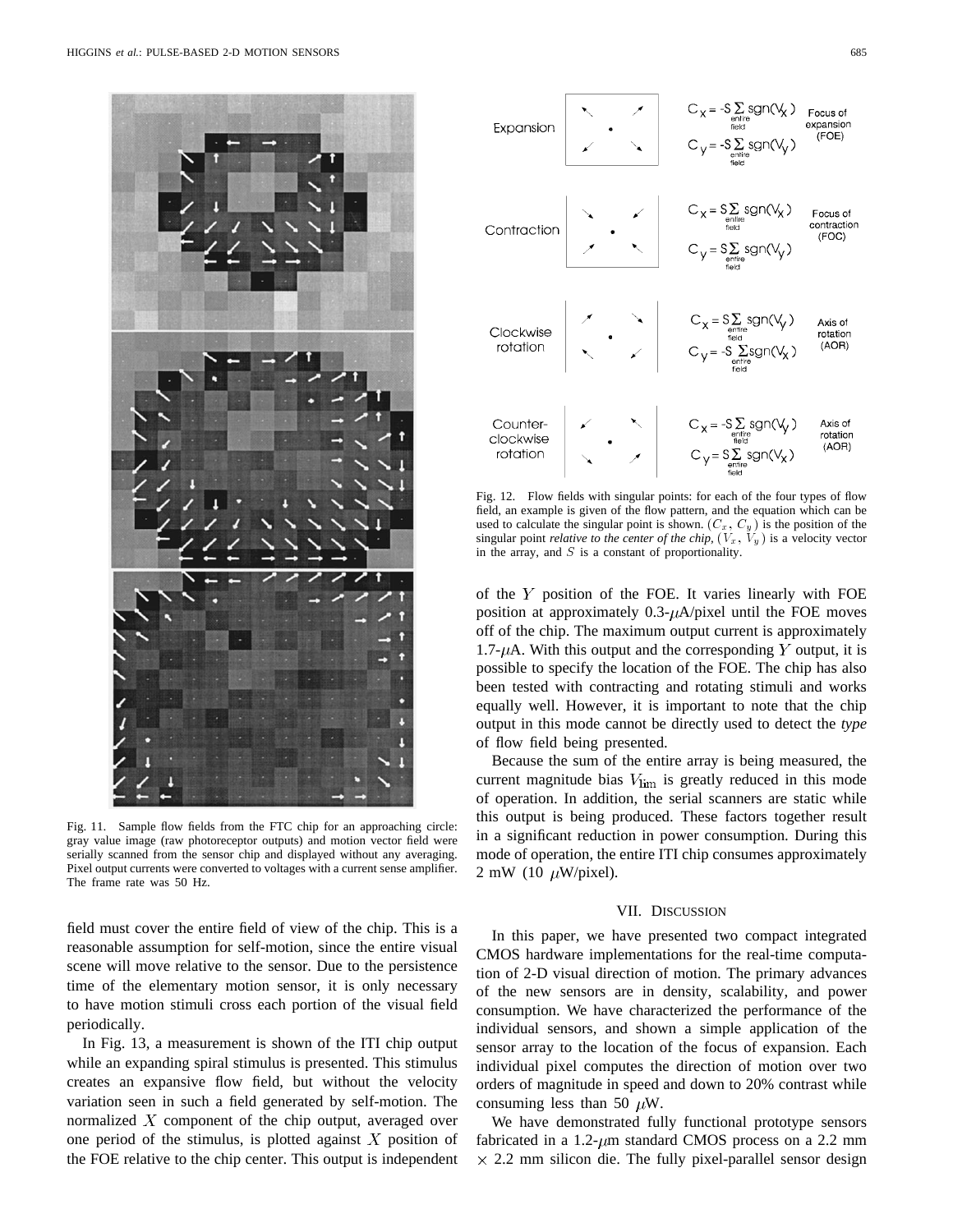Fig. 11. Sample flow fields from the FTC chip for an approaching circle: gray value image (raw photoreceptor outputs) and motion vector field were serially scanned from the sensor chip and displayed without any averaging. Pixel output currents were converted to voltages with a current sense amplifier. The frame rate was 50 Hz.

| | Flow pattern | Equation | Singular point |
|---|---|---|---|
| Expansion | | $C_x = -S \sum_{\text{entire field}} \text{sgn}(V_x)$<br>$C_y = -S \sum_{\text{entire field}} \text{sgn}(V_y)$ | Focus of expansion (FOE) |
| Contraction | | $C_x = S \sum_{\text{entire field}} \text{sgn}(V_x)$<br>$C_y = S \sum_{\text{entire field}} \text{sgn}(V_y)$ | Focus of contraction (FOC) |
| Clockwise rotation | | $C_x = S \sum_{\text{entire field}} \text{sgn}(V_y)$<br>$C_y = -S \sum_{\text{entire field}} \text{sgn}(V_x)$ | Axis of rotation (AOR) |
| Counter-clockwise rotation | | $C_x = -S \sum_{\text{entire field}} \text{sgn}(V_y)$<br>$C_y = S \sum_{\text{entire field}} \text{sgn}(V_x)$ | Axis of rotation (AOR) |

Fig. 12. Flow fields with singular points: for each of the four types of flow field, an example is given of the flow pattern, and the equation which can be used to calculate the singular point is shown. $(C_x, C_y)$ is the position of the singular point *relative to the center of the chip*, $(V_x, V_y)$ is a velocity vector in the array, and $S$ is a constant of proportionality.

field must cover the entire field of view of the chip. This is a reasonable assumption for self-motion, since the entire visual scene will move relative to the sensor. Due to the persistence time of the elementary motion sensor, it is only necessary to have motion stimuli cross each portion of the visual field periodically.

In Fig. 13, a measurement is shown of the ITI chip output while an expanding spiral stimulus is presented. This stimulus creates an expansive flow field, but without the velocity variation seen in such a field generated by self-motion. The normalized $X$ component of the chip output, averaged over one period of the stimulus, is plotted against $X$ position of the FOE relative to the chip center. This output is independent of the $Y$ position of the FOE. It varies linearly with FOE position at approximately 0.3-$\mu$A/pixel until the FOE moves off of the chip. The maximum output current is approximately 1.7-$\mu$A. With this output and the corresponding $Y$ output, it is possible to specify the location of the FOE. The chip has also been tested with contracting and rotating stimuli and works equally well. However, it is important to note that the chip output in this mode cannot be directly used to detect the *type* of flow field being presented.

Because the sum of the entire array is being measured, the current magnitude bias $V_{\text{lim}}$ is greatly reduced in this mode of operation. In addition, the serial scanners are static while this output is being produced. These factors together result in a significant reduction in power consumption. During this mode of operation, the entire ITI chip consumes approximately 2 mW (10 $\mu$W/pixel).

## VII. Discussion

In this paper, we have presented two compact integrated CMOS hardware implementations for the real-time computation of 2-D visual direction of motion. The primary advances of the new sensors are in density, scalability, and power consumption. We have characterized the performance of the individual sensors, and shown a simple application of the sensor array to the location of the focus of expansion. Each individual pixel computes the direction of motion over two orders of magnitude in speed and down to 20% contrast while consuming less than 50 $\mu$W.

We have demonstrated fully functional prototype sensors fabricated in a 1.2-$\mu$m standard CMOS process on a 2.2 mm $\times$ 2.2 mm silicon die. The fully pixel-parallel sensor design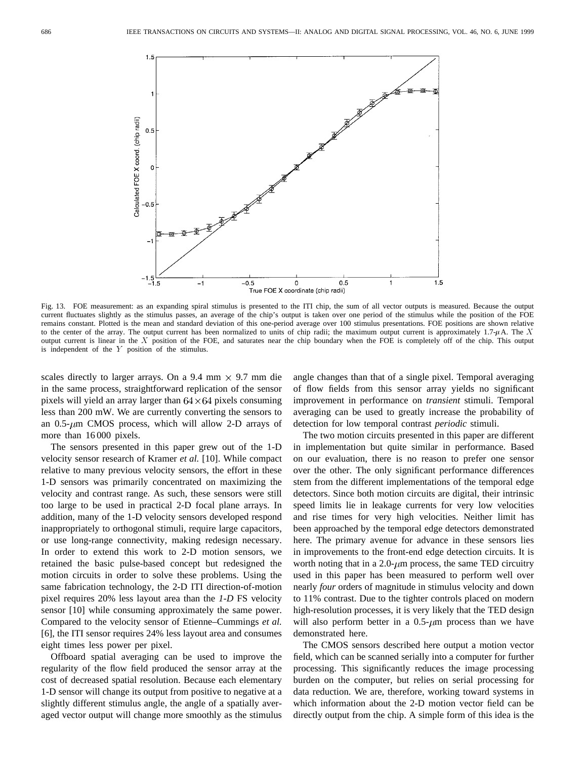1.5

1

0.5

0

−0.5

−1

−1.5

−1.5 −1 −0.5 0 0.5 1 1.5

Calculated FOE X coord. (chip radii)

True FOE X coordinate (chip radii)

Fig. 13. FOE measurement: as an expanding spiral stimulus is presented to the ITI chip, the sum of all vector outputs is measured. Because the output current fluctuates slightly as the stimulus passes, an average of the chip's output is taken over one period of the stimulus while the position of the FOE remains constant. Plotted is the mean and standard deviation of this one-period average over 100 stimulus presentations. FOE positions are shown relative to the center of the array. The output current has been normalized to units of chip radii; the maximum output current is approximately 1.7-$\mu$A. The $X$ output current is linear in the $X$ position of the FOE, and saturates near the chip boundary when the FOE is completely off of the chip. This output is independent of the $Y$ position of the stimulus.

scales directly to larger arrays. On a 9.4 mm $\times$ 9.7 mm die in the same process, straightforward replication of the sensor pixels will yield an array larger than $64 \times 64$ pixels consuming less than 200 mW. We are currently converting the sensors to an 0.5-$\mu$m CMOS process, which will allow 2-D arrays of more than 16 000 pixels.

The sensors presented in this paper grew out of the 1-D velocity sensor research of Kramer *et al.* [10]. While compact relative to many previous velocity sensors, the effort in these 1-D sensors was primarily concentrated on maximizing the velocity and contrast range. As such, these sensors were still too large to be used in practical 2-D focal plane arrays. In addition, many of the 1-D velocity sensors developed respond inappropriately to orthogonal stimuli, require large capacitors, or use long-range connectivity, making redesign necessary. In order to extend this work to 2-D motion sensors, we retained the basic pulse-based concept but redesigned the motion circuits in order to solve these problems. Using the same fabrication technology, the 2-D ITI direction-of-motion pixel requires 20% less layout area than the *1-D* FS velocity sensor [10] while consuming approximately the same power. Compared to the velocity sensor of Etienne–Cummings *et al.* [6], the ITI sensor requires 24% less layout area and consumes eight times less power per pixel.

Offboard spatial averaging can be used to improve the regularity of the flow field produced the sensor array at the cost of decreased spatial resolution. Because each elementary 1-D sensor will change its output from positive to negative at a slightly different stimulus angle, the angle of a spatially averaged vector output will change more smoothly as the stimulus angle changes than that of a single pixel. Temporal averaging of flow fields from this sensor array yields no significant improvement in performance on *transient* stimuli. Temporal averaging can be used to greatly increase the probability of detection for low temporal contrast *periodic* stimuli.

The two motion circuits presented in this paper are different in implementation but quite similar in performance. Based on our evaluation, there is no reason to prefer one sensor over the other. The only significant performance differences stem from the different implementations of the temporal edge detectors. Since both motion circuits are digital, their intrinsic speed limits lie in leakage currents for very low velocities and rise times for very high velocities. Neither limit has been approached by the temporal edge detectors demonstrated here. The primary avenue for advance in these sensors lies in improvements to the front-end edge detection circuits. It is worth noting that in a 2.0-$\mu$m process, the same TED circuitry used in this paper has been measured to perform well over nearly *four* orders of magnitude in stimulus velocity and down to 11% contrast. Due to the tighter controls placed on modern high-resolution processes, it is very likely that the TED design will also perform better in a 0.5-$\mu$m process than we have demonstrated here.

The CMOS sensors described here output a motion vector field, which can be scanned serially into a computer for further processing. This significantly reduces the image processing burden on the computer, but relies on serial processing for data reduction. We are, therefore, working toward systems in which information about the 2-D motion vector field can be directly output from the chip. A simple form of this idea is the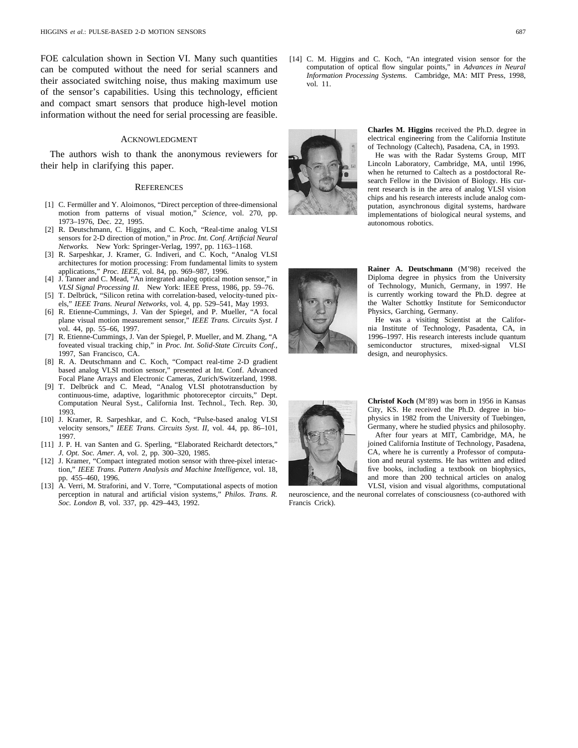FOE calculation shown in Section VI. Many such quantities can be computed without the need for serial scanners and their associated switching noise, thus making maximum use of the sensor's capabilities. Using this technology, efficient and compact smart sensors that produce high-level motion information without the need for serial processing are feasible.

## ACKNOWLEDGMENT

The authors wish to thank the anonymous reviewers for their help in clarifying this paper.

## REFERENCES

[1] C. Fermüller and Y. Aloimonos, "Direct perception of three-dimensional motion from patterns of visual motion," *Science*, vol. 270, pp. 1973–1976, Dec. 22, 1995.

[2] R. Deutschmann, C. Higgins, and C. Koch, "Real-time analog VLSI sensors for 2-D direction of motion," in *Proc. Int. Conf. Artificial Neural Networks.* New York: Springer-Verlag, 1997, pp. 1163–1168.

[3] R. Sarpeshkar, J. Kramer, G. Indiveri, and C. Koch, "Analog VLSI architectures for motion processing: From fundamental limits to system applications," *Proc. IEEE*, vol. 84, pp. 969–987, 1996.

[4] J. Tanner and C. Mead, "An integrated analog optical motion sensor," in *VLSI Signal Processing II.* New York: IEEE Press, 1986, pp. 59–76.

[5] T. Delbrück, "Silicon retina with correlation-based, velocity-tuned pixels," *IEEE Trans. Neural Networks*, vol. 4, pp. 529–541, May 1993.

[6] R. Etienne-Cummings, J. Van der Spiegel, and P. Mueller, "A focal plane visual motion measurement sensor," *IEEE Trans. Circuits Syst. I* vol. 44, pp. 55–66, 1997.

[7] R. Etienne-Cummings, J. Van der Spiegel, P. Mueller, and M. Zhang, "A foveated visual tracking chip," in *Proc. Int. Solid-State Circuits Conf.*, 1997, San Francisco, CA.

[8] R. A. Deutschmann and C. Koch, "Compact real-time 2-D gradient based analog VLSI motion sensor," presented at Int. Conf. Advanced Focal Plane Arrays and Electronic Cameras, Zurich/Switzerland, 1998.

[9] T. Delbrück and C. Mead, "Analog VLSI phototransduction by continuous-time, adaptive, logarithmic photoreceptor circuits," Dept. Computation Neural Syst., California Inst. Technol., Tech. Rep. 30, 1993.

[10] J. Kramer, R. Sarpeshkar, and C. Koch, "Pulse-based analog VLSI velocity sensors," *IEEE Trans. Circuits Syst. II*, vol. 44, pp. 86–101, 1997.

[11] J. P. H. van Santen and G. Sperling, "Elaborated Reichardt detectors," *J. Opt. Soc. Amer. A*, vol. 2, pp. 300–320, 1985.

[12] J. Kramer, "Compact integrated motion sensor with three-pixel interaction," *IEEE Trans. Pattern Analysis and Machine Intelligence*, vol. 18, pp. 455–460, 1996.

[13] A. Verri, M. Straforini, and V. Torre, "Computational aspects of motion perception in natural and artificial vision systems," *Philos. Trans. R. Soc. London B*, vol. 337, pp. 429–443, 1992.

[14] C. M. Higgins and C. Koch, "An integrated vision sensor for the computation of optical flow singular points," in *Advances in Neural Information Processing Systems.* Cambridge, MA: MIT Press, 1998, vol. 11.

**Charles M. Higgins** received the Ph.D. degree in electrical engineering from the California Institute of Technology (Caltech), Pasadena, CA, in 1993.

He was with the Radar Systems Group, MIT Lincoln Laboratory, Cambridge, MA, until 1996, when he returned to Caltech as a postdoctoral Research Fellow in the Division of Biology. His current research is in the area of analog VLSI vision chips and his research interests include analog computation, asynchronous digital systems, hardware implementations of biological neural systems, and autonomous robotics.

**Rainer A. Deutschmann** (M'98) received the Diploma degree in physics from the University of Technology, Munich, Germany, in 1997. He is currently working toward the Ph.D. degree at the Walter Schottky Institute for Semiconductor Physics, Garching, Germany.

He was a visiting Scientist at the California Institute of Technology, Pasadenta, CA, in 1996–1997. His research interests include quantum semiconductor structures, mixed-signal VLSI design, and neurophysics.

**Christof Koch** (M'89) was born in 1956 in Kansas City, KS. He received the Ph.D. degree in biophysics in 1982 from the University of Tuebingen, Germany, where he studied physics and philosophy.

After four years at MIT, Cambridge, MA, he joined California Institute of Technology, Pasadena, CA, where he is currently a Professor of computation and neural systems. He has written and edited five books, including a textbook on biophysics, and more than 200 technical articles on analog VLSI, vision and visual algorithms, computational neuroscience, and the neuronal correlates of consciousness (co-authored with Francis Crick).